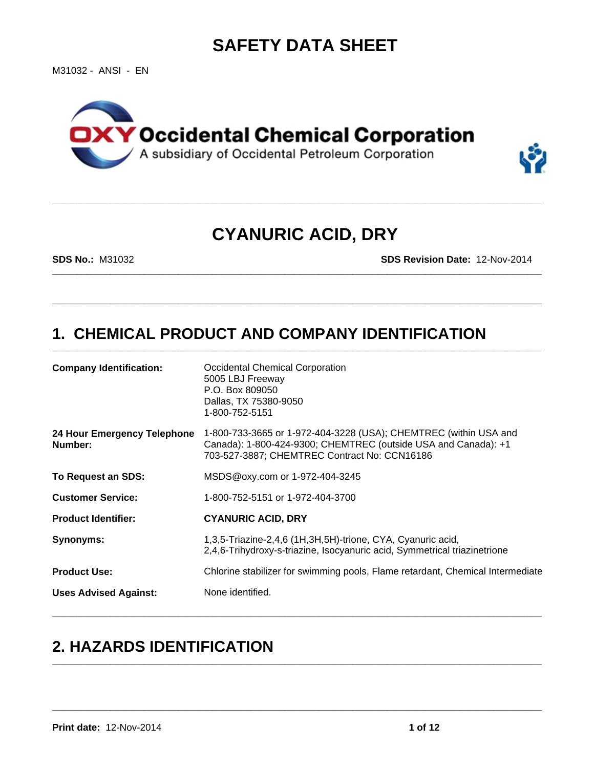# SAFETY DATA SHEET

M31032 - ANSI - EN

**OXY Occidental Chemical Corporation**
A subsidiary of Occidental Petroleum Corporation

# CYANURIC ACID, DRY

**SDS No.:** M31032

**SDS Revision Date:** 12-Nov-2014

## 1. CHEMICAL PRODUCT AND COMPANY IDENTIFICATION

| | |
|---|---|
| **Company Identification:** | Occidental Chemical Corporation<br>5005 LBJ Freeway<br>P.O. Box 809050<br>Dallas, TX 75380-9050<br>1-800-752-5151 |
| **24 Hour Emergency Telephone Number:** | 1-800-733-3665 or 1-972-404-3228 (USA); CHEMTREC (within USA and Canada): 1-800-424-9300; CHEMTREC (outside USA and Canada): +1 703-527-3887; CHEMTREC Contract No: CCN16186 |
| **To Request an SDS:** | MSDS@oxy.com or 1-972-404-3245 |
| **Customer Service:** | 1-800-752-5151 or 1-972-404-3700 |
| **Product Identifier:** | **CYANURIC ACID, DRY** |
| **Synonyms:** | 1,3,5-Triazine-2,4,6 (1H,3H,5H)-trione, CYA, Cyanuric acid, 2,4,6-Trihydroxy-s-triazine, Isocyanuric acid, Symmetrical triazinetrione |
| **Product Use:** | Chlorine stabilizer for swimming pools, Flame retardant, Chemical Intermediate |
| **Uses Advised Against:** | None identified. |

## 2. HAZARDS IDENTIFICATION

**Print date:** 12-Nov-2014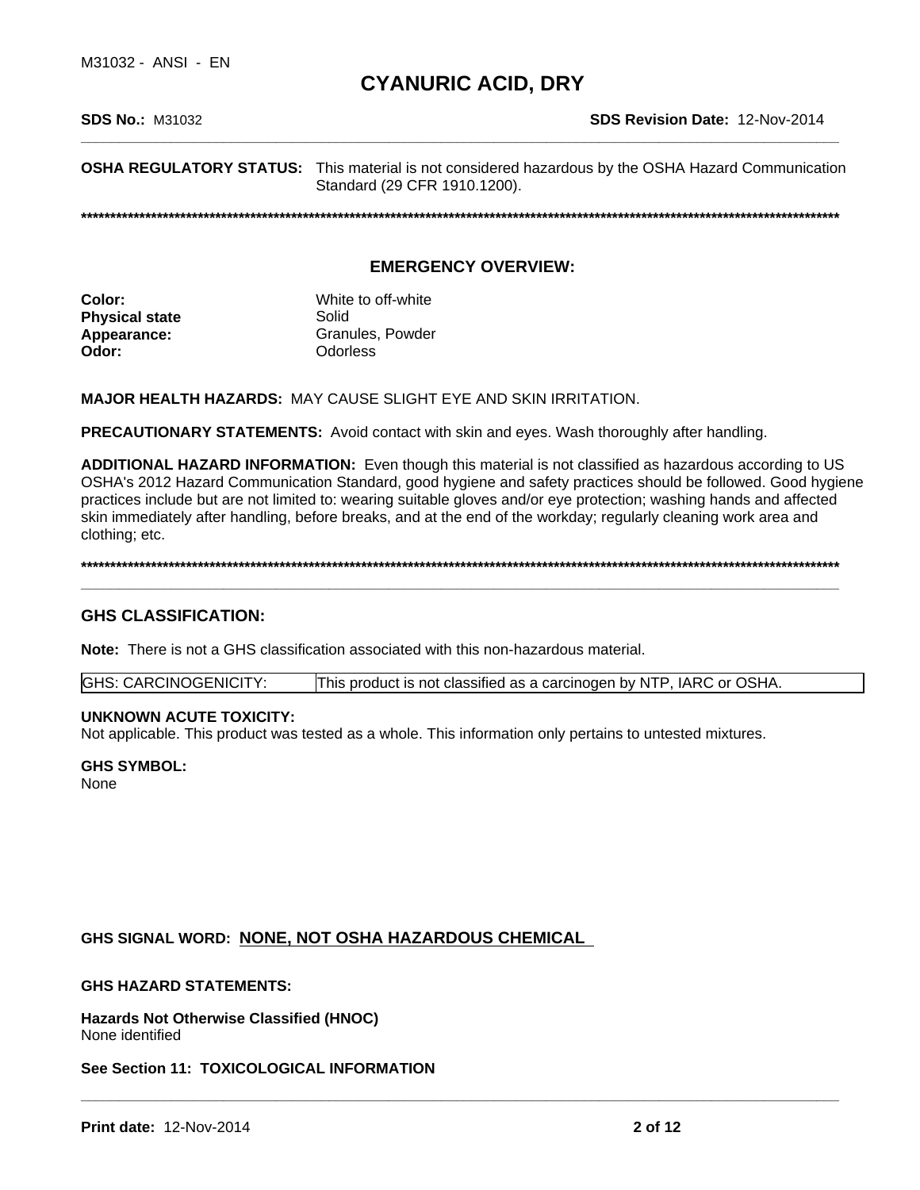**SDS No.:** M31032 **SDS Revision Date:** 12-Nov-2014

**OSHA REGULATORY STATUS:** This material is not considered hazardous by the OSHA Hazard Communication Standard (29 CFR 1910.1200).

************************************************************************************************************************************

## EMERGENCY OVERVIEW:

| | |
|---|---|
| **Color:** | White to off-white |
| **Physical state** | Solid |
| **Appearance:** | Granules, Powder |
| **Odor:** | Odorless |

**MAJOR HEALTH HAZARDS:** MAY CAUSE SLIGHT EYE AND SKIN IRRITATION.

**PRECAUTIONARY STATEMENTS:** Avoid contact with skin and eyes. Wash thoroughly after handling.

**ADDITIONAL HAZARD INFORMATION:** Even though this material is not classified as hazardous according to US OSHA's 2012 Hazard Communication Standard, good hygiene and safety practices should be followed. Good hygiene practices include but are not limited to: wearing suitable gloves and/or eye protection; washing hands and affected skin immediately after handling, before breaks, and at the end of the workday; regularly cleaning work area and clothing; etc.

************************************************************************************************************************************

## GHS CLASSIFICATION:

**Note:** There is not a GHS classification associated with this non-hazardous material.

| GHS: CARCINOGENICITY: | This product is not classified as a carcinogen by NTP, IARC or OSHA. |
|---|---|

**UNKNOWN ACUTE TOXICITY:**
Not applicable. This product was tested as a whole. This information only pertains to untested mixtures.

**GHS SYMBOL:**
None

**GHS SIGNAL WORD:** **NONE, NOT OSHA HAZARDOUS CHEMICAL**

**GHS HAZARD STATEMENTS:**

**Hazards Not Otherwise Classified (HNOC)**
None identified

**See Section 11: TOXICOLOGICAL INFORMATION**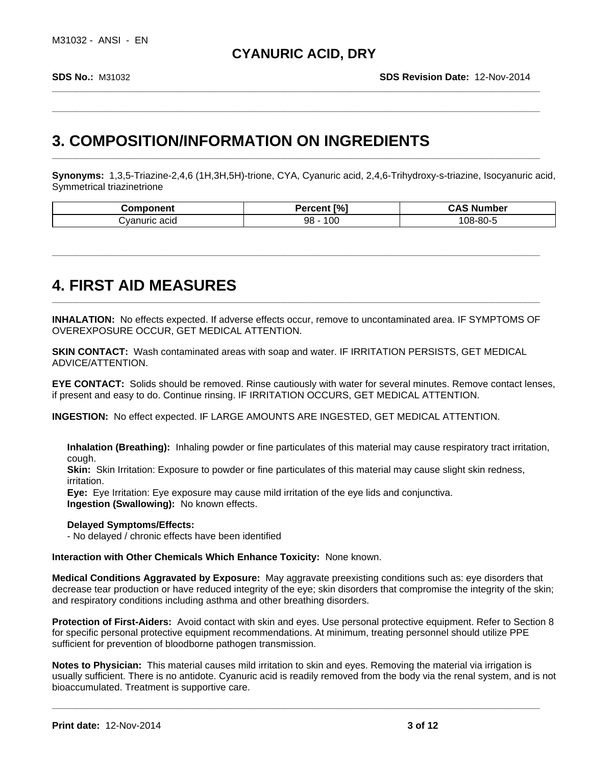## 3. COMPOSITION/INFORMATION ON INGREDIENTS

**Synonyms:** 1,3,5-Triazine-2,4,6 (1H,3H,5H)-trione, CYA, Cyanuric acid, 2,4,6-Trihydroxy-s-triazine, Isocyanuric acid, Symmetrical triazinetrione

| Component | Percent [%] | CAS Number |
|---|---|---|
| Cyanuric acid | 98 - 100 | 108-80-5 |

## 4. FIRST AID MEASURES

**INHALATION:** No effects expected. If adverse effects occur, remove to uncontaminated area. IF SYMPTOMS OF OVEREXPOSURE OCCUR, GET MEDICAL ATTENTION.

**SKIN CONTACT:** Wash contaminated areas with soap and water. IF IRRITATION PERSISTS, GET MEDICAL ADVICE/ATTENTION.

**EYE CONTACT:** Solids should be removed. Rinse cautiously with water for several minutes. Remove contact lenses, if present and easy to do. Continue rinsing. IF IRRITATION OCCURS, GET MEDICAL ATTENTION.

**INGESTION:** No effect expected. IF LARGE AMOUNTS ARE INGESTED, GET MEDICAL ATTENTION.

**Inhalation (Breathing):** Inhaling powder or fine particulates of this material may cause respiratory tract irritation, cough.
**Skin:** Skin Irritation: Exposure to powder or fine particulates of this material may cause slight skin redness, irritation.
**Eye:** Eye Irritation: Eye exposure may cause mild irritation of the eye lids and conjunctiva.
**Ingestion (Swallowing):** No known effects.

**Delayed Symptoms/Effects:**
- No delayed / chronic effects have been identified

**Interaction with Other Chemicals Which Enhance Toxicity:** None known.

**Medical Conditions Aggravated by Exposure:** May aggravate preexisting conditions such as: eye disorders that decrease tear production or have reduced integrity of the eye; skin disorders that compromise the integrity of the skin; and respiratory conditions including asthma and other breathing disorders.

**Protection of First-Aiders:** Avoid contact with skin and eyes. Use personal protective equipment. Refer to Section 8 for specific personal protective equipment recommendations. At minimum, treating personnel should utilize PPE sufficient for prevention of bloodborne pathogen transmission.

**Notes to Physician:** This material causes mild irritation to skin and eyes. Removing the material via irrigation is usually sufficient. There is no antidote. Cyanuric acid is readily removed from the body via the renal system, and is not bioaccumulated. Treatment is supportive care.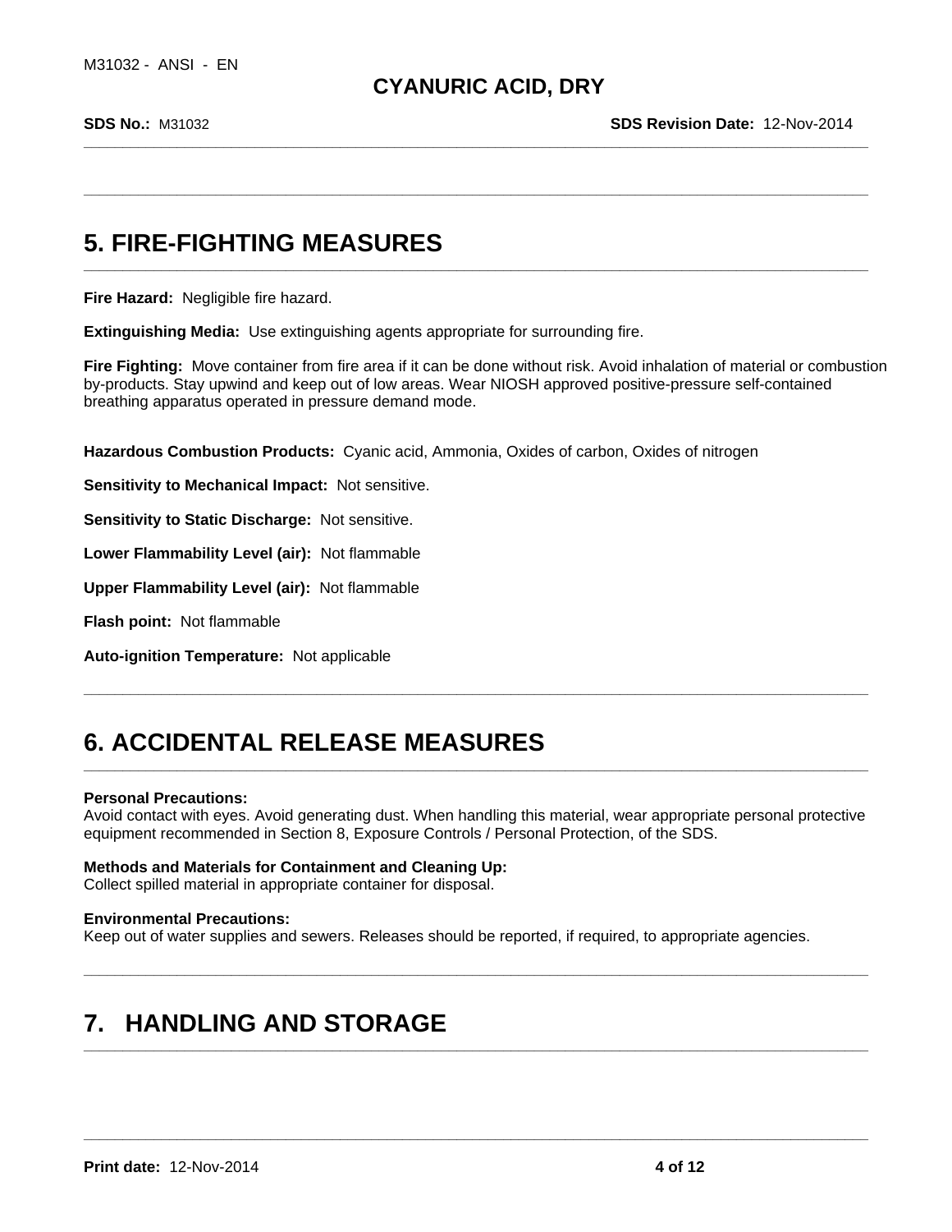## 5. FIRE-FIGHTING MEASURES

**Fire Hazard:** Negligible fire hazard.

**Extinguishing Media:** Use extinguishing agents appropriate for surrounding fire.

**Fire Fighting:** Move container from fire area if it can be done without risk. Avoid inhalation of material or combustion by-products. Stay upwind and keep out of low areas. Wear NIOSH approved positive-pressure self-contained breathing apparatus operated in pressure demand mode.

**Hazardous Combustion Products:** Cyanic acid, Ammonia, Oxides of carbon, Oxides of nitrogen

**Sensitivity to Mechanical Impact:** Not sensitive.

**Sensitivity to Static Discharge:** Not sensitive.

**Lower Flammability Level (air):** Not flammable

**Upper Flammability Level (air):** Not flammable

**Flash point:** Not flammable

**Auto-ignition Temperature:** Not applicable

## 6. ACCIDENTAL RELEASE MEASURES

**Personal Precautions:**
Avoid contact with eyes. Avoid generating dust. When handling this material, wear appropriate personal protective equipment recommended in Section 8, Exposure Controls / Personal Protection, of the SDS.

**Methods and Materials for Containment and Cleaning Up:**
Collect spilled material in appropriate container for disposal.

**Environmental Precautions:**
Keep out of water supplies and sewers. Releases should be reported, if required, to appropriate agencies.

## 7. HANDLING AND STORAGE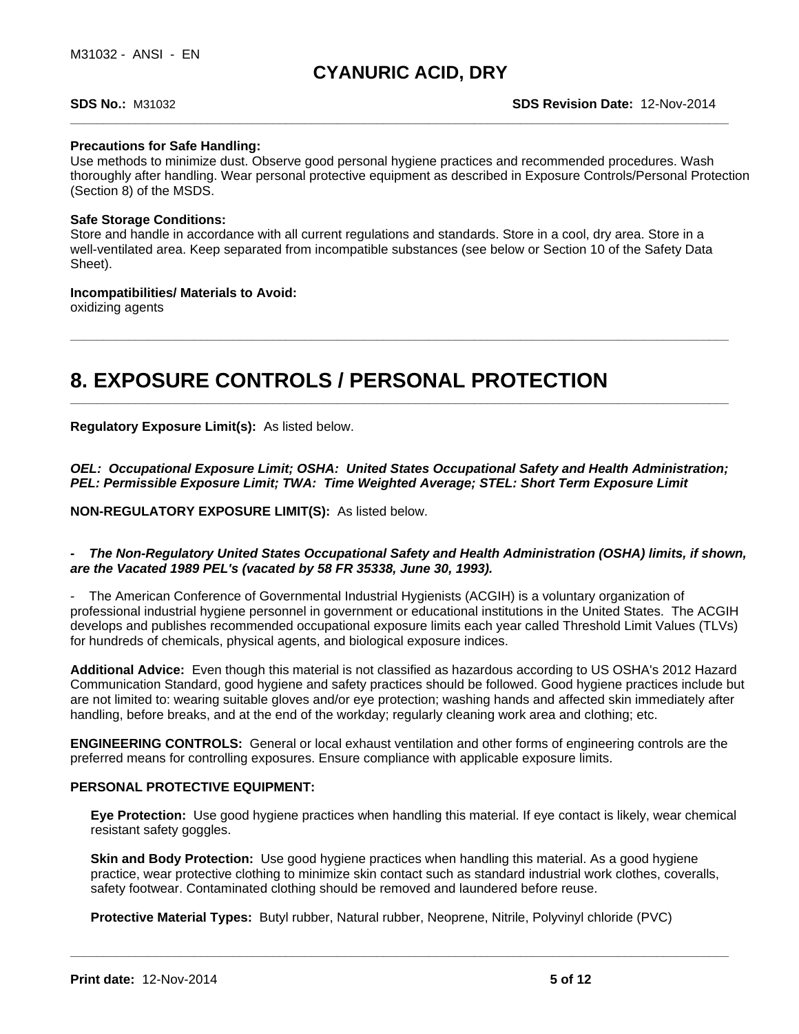**Precautions for Safe Handling:**
Use methods to minimize dust. Observe good personal hygiene practices and recommended procedures. Wash thoroughly after handling. Wear personal protective equipment as described in Exposure Controls/Personal Protection (Section 8) of the MSDS.

**Safe Storage Conditions:**
Store and handle in accordance with all current regulations and standards. Store in a cool, dry area. Store in a well-ventilated area. Keep separated from incompatible substances (see below or Section 10 of the Safety Data Sheet).

**Incompatibilities/ Materials to Avoid:**
oxidizing agents

# 8. EXPOSURE CONTROLS / PERSONAL PROTECTION

**Regulatory Exposure Limit(s):** As listed below.

***OEL: Occupational Exposure Limit; OSHA: United States Occupational Safety and Health Administration; PEL: Permissible Exposure Limit; TWA: Time Weighted Average; STEL: Short Term Exposure Limit***

**NON-REGULATORY EXPOSURE LIMIT(S):** As listed below.

***- The Non-Regulatory United States Occupational Safety and Health Administration (OSHA) limits, if shown, are the Vacated 1989 PEL's (vacated by 58 FR 35338, June 30, 1993).***

- The American Conference of Governmental Industrial Hygienists (ACGIH) is a voluntary organization of professional industrial hygiene personnel in government or educational institutions in the United States. The ACGIH develops and publishes recommended occupational exposure limits each year called Threshold Limit Values (TLVs) for hundreds of chemicals, physical agents, and biological exposure indices.

**Additional Advice:** Even though this material is not classified as hazardous according to US OSHA's 2012 Hazard Communication Standard, good hygiene and safety practices should be followed. Good hygiene practices include but are not limited to: wearing suitable gloves and/or eye protection; washing hands and affected skin immediately after handling, before breaks, and at the end of the workday; regularly cleaning work area and clothing; etc.

**ENGINEERING CONTROLS:** General or local exhaust ventilation and other forms of engineering controls are the preferred means for controlling exposures. Ensure compliance with applicable exposure limits.

**PERSONAL PROTECTIVE EQUIPMENT:**

**Eye Protection:** Use good hygiene practices when handling this material. If eye contact is likely, wear chemical resistant safety goggles.

**Skin and Body Protection:** Use good hygiene practices when handling this material. As a good hygiene practice, wear protective clothing to minimize skin contact such as standard industrial work clothes, coveralls, safety footwear. Contaminated clothing should be removed and laundered before reuse.

**Protective Material Types:** Butyl rubber, Natural rubber, Neoprene, Nitrile, Polyvinyl chloride (PVC)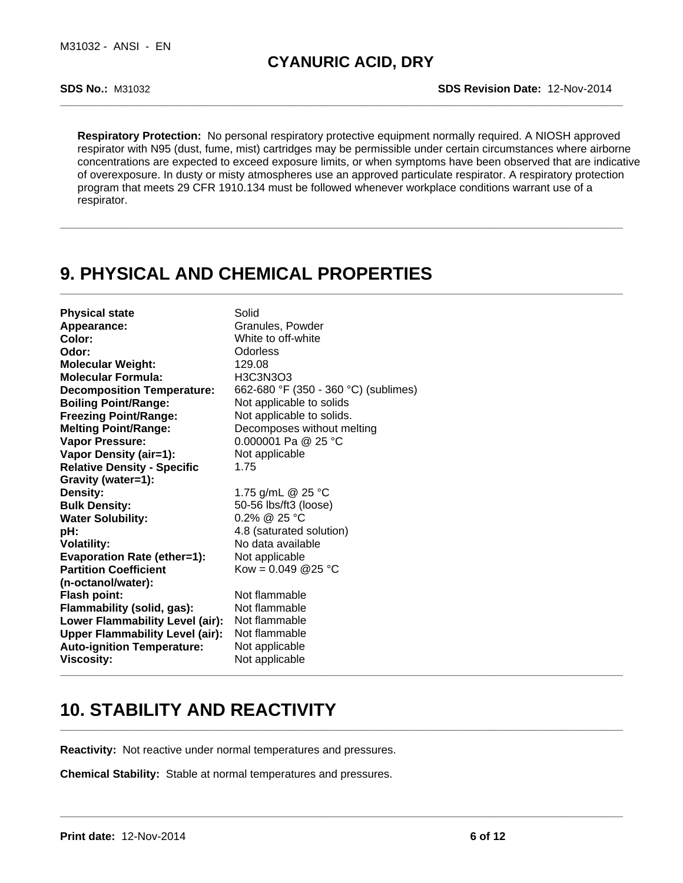**Respiratory Protection:** No personal respiratory protective equipment normally required. A NIOSH approved respirator with N95 (dust, fume, mist) cartridges may be permissible under certain circumstances where airborne concentrations are expected to exceed exposure limits, or when symptoms have been observed that are indicative of overexposure. In dusty or misty atmospheres use an approved particulate respirator. A respiratory protection program that meets 29 CFR 1910.134 must be followed whenever workplace conditions warrant use of a respirator.

# 9. PHYSICAL AND CHEMICAL PROPERTIES

| | |
|---|---|
| **Physical state** | Solid |
| **Appearance:** | Granules, Powder |
| **Color:** | White to off-white |
| **Odor:** | Odorless |
| **Molecular Weight:** | 129.08 |
| **Molecular Formula:** | $H_3C_3N_3O_3$ |
| **Decomposition Temperature:** | 662-680 °F (350 - 360 °C) (sublimes) |
| **Boiling Point/Range:** | Not applicable to solids |
| **Freezing Point/Range:** | Not applicable to solids. |
| **Melting Point/Range:** | Decomposes without melting |
| **Vapor Pressure:** | 0.000001 Pa @ 25 °C |
| **Vapor Density (air=1):** | Not applicable |
| **Relative Density - Specific Gravity (water=1):** | 1.75 |
| **Density:** | 1.75 g/mL @ 25 °C |
| **Bulk Density:** | 50-56 lbs/ft3 (loose) |
| **Water Solubility:** | 0.2% @ 25 °C |
| **pH:** | 4.8 (saturated solution) |
| **Volatility:** | No data available |
| **Evaporation Rate (ether=1):** | Not applicable |
| **Partition Coefficient (n-octanol/water):** | Kow = 0.049 @25 °C |
| **Flash point:** | Not flammable |
| **Flammability (solid, gas):** | Not flammable |
| **Lower Flammability Level (air):** | Not flammable |
| **Upper Flammability Level (air):** | Not flammable |
| **Auto-ignition Temperature:** | Not applicable |
| **Viscosity:** | Not applicable |

# 10. STABILITY AND REACTIVITY

**Reactivity:** Not reactive under normal temperatures and pressures.

**Chemical Stability:** Stable at normal temperatures and pressures.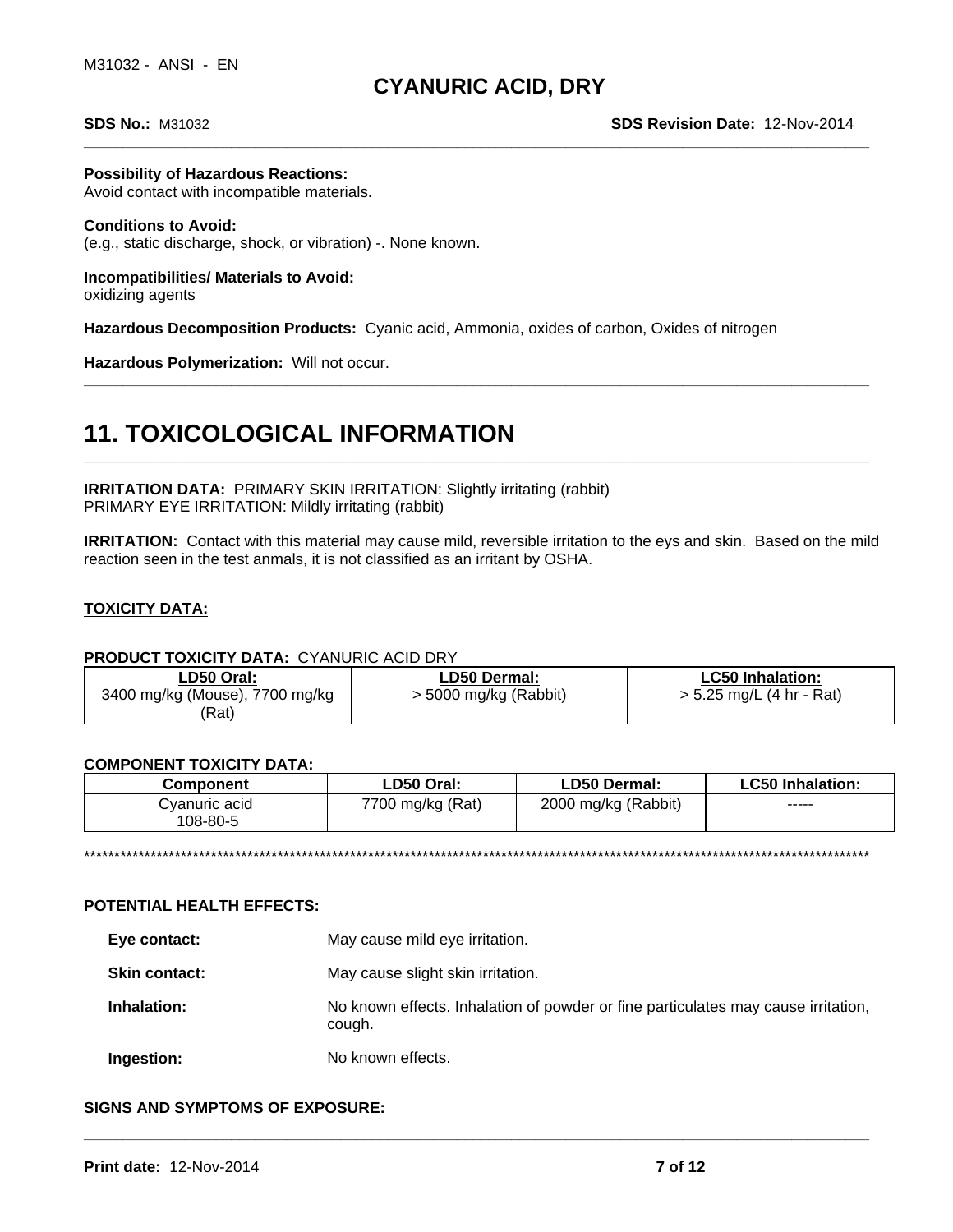**Possibility of Hazardous Reactions:**
Avoid contact with incompatible materials.

**Conditions to Avoid:**
(e.g., static discharge, shock, or vibration) -. None known.

**Incompatibilities/ Materials to Avoid:**
oxidizing agents

**Hazardous Decomposition Products:** Cyanic acid, Ammonia, oxides of carbon, Oxides of nitrogen

**Hazardous Polymerization:** Will not occur.

# 11. TOXICOLOGICAL INFORMATION

**IRRITATION DATA:** PRIMARY SKIN IRRITATION: Slightly irritating (rabbit)
PRIMARY EYE IRRITATION: Mildly irritating (rabbit)

**IRRITATION:** Contact with this material may cause mild, reversible irritation to the eys and skin. Based on the mild reaction seen in the test anmals, it is not classified as an irritant by OSHA.

**TOXICITY DATA:**

**PRODUCT TOXICITY DATA:** CYANURIC ACID DRY

| LD50 Oral: | LD50 Dermal: | LC50 Inhalation: |
|---|---|---|
| 3400 mg/kg (Mouse), 7700 mg/kg (Rat) | > 5000 mg/kg (Rabbit) | > 5.25 mg/L (4 hr - Rat) |

**COMPONENT TOXICITY DATA:**

| Component | LD50 Oral: | LD50 Dermal: | LC50 Inhalation: |
|---|---|---|---|
| Cyanuric acid 108-80-5 | 7700 mg/kg (Rat) | 2000 mg/kg (Rabbit) | ----- |

*****************************************************************************************************************************************

**POTENTIAL HEALTH EFFECTS:**

**Eye contact:** May cause mild eye irritation.

**Skin contact:** May cause slight skin irritation.

**Inhalation:** No known effects. Inhalation of powder or fine particulates may cause irritation, cough.

**Ingestion:** No known effects.

**SIGNS AND SYMPTOMS OF EXPOSURE:**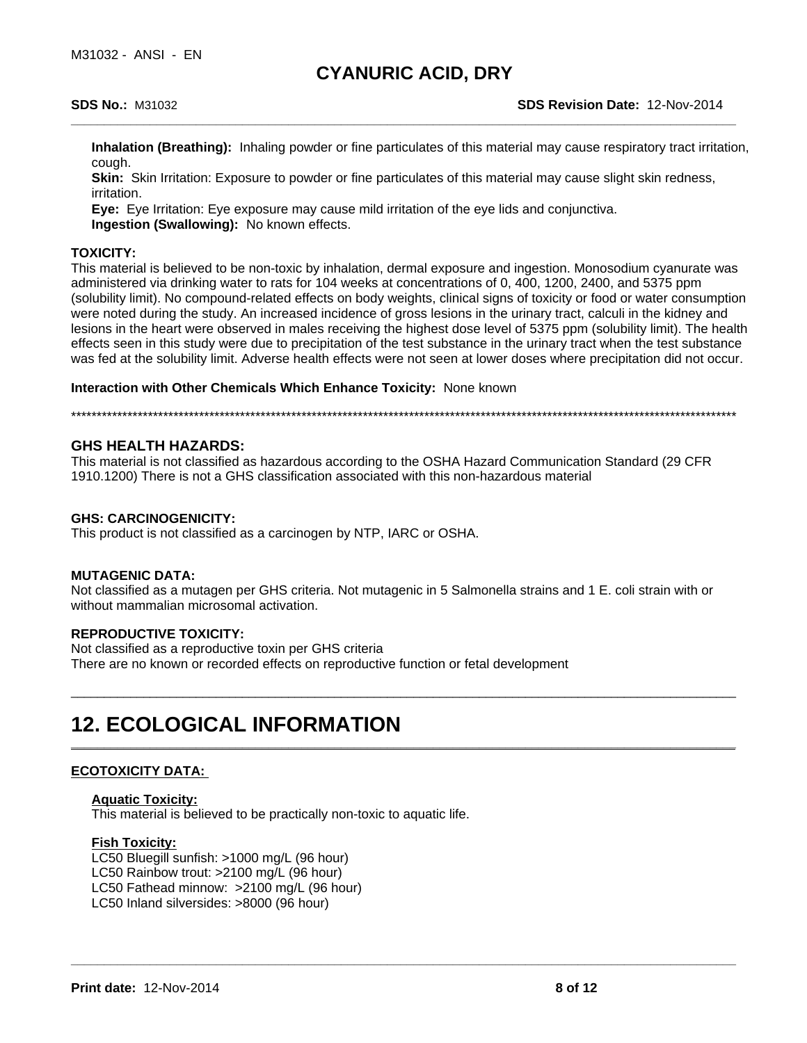**Inhalation (Breathing):** Inhaling powder or fine particulates of this material may cause respiratory tract irritation, cough.
**Skin:** Skin Irritation: Exposure to powder or fine particulates of this material may cause slight skin redness, irritation.
**Eye:** Eye Irritation: Eye exposure may cause mild irritation of the eye lids and conjunctiva.
**Ingestion (Swallowing):** No known effects.

**TOXICITY:**
This material is believed to be non-toxic by inhalation, dermal exposure and ingestion. Monosodium cyanurate was administered via drinking water to rats for 104 weeks at concentrations of 0, 400, 1200, 2400, and 5375 ppm (solubility limit). No compound-related effects on body weights, clinical signs of toxicity or food or water consumption were noted during the study. An increased incidence of gross lesions in the urinary tract, calculi in the kidney and lesions in the heart were observed in males receiving the highest dose level of 5375 ppm (solubility limit). The health effects seen in this study were due to precipitation of the test substance in the urinary tract when the test substance was fed at the solubility limit. Adverse health effects were not seen at lower doses where precipitation did not occur.

**Interaction with Other Chemicals Which Enhance Toxicity:** None known

***********************************************************************************************************************************

### GHS HEALTH HAZARDS:

This material is not classified as hazardous according to the OSHA Hazard Communication Standard (29 CFR 1910.1200) There is not a GHS classification associated with this non-hazardous material

**GHS: CARCINOGENICITY:**
This product is not classified as a carcinogen by NTP, IARC or OSHA.

**MUTAGENIC DATA:**
Not classified as a mutagen per GHS criteria. Not mutagenic in 5 Salmonella strains and 1 E. coli strain with or without mammalian microsomal activation.

**REPRODUCTIVE TOXICITY:**
Not classified as a reproductive toxin per GHS criteria
There are no known or recorded effects on reproductive function or fetal development

## 12. ECOLOGICAL INFORMATION

**ECOTOXICITY DATA:**

**Aquatic Toxicity:**
This material is believed to be practically non-toxic to aquatic life.

**Fish Toxicity:**
LC50 Bluegill sunfish: >1000 mg/L (96 hour)
LC50 Rainbow trout: >2100 mg/L (96 hour)
LC50 Fathead minnow: >2100 mg/L (96 hour)
LC50 Inland silversides: >8000 (96 hour)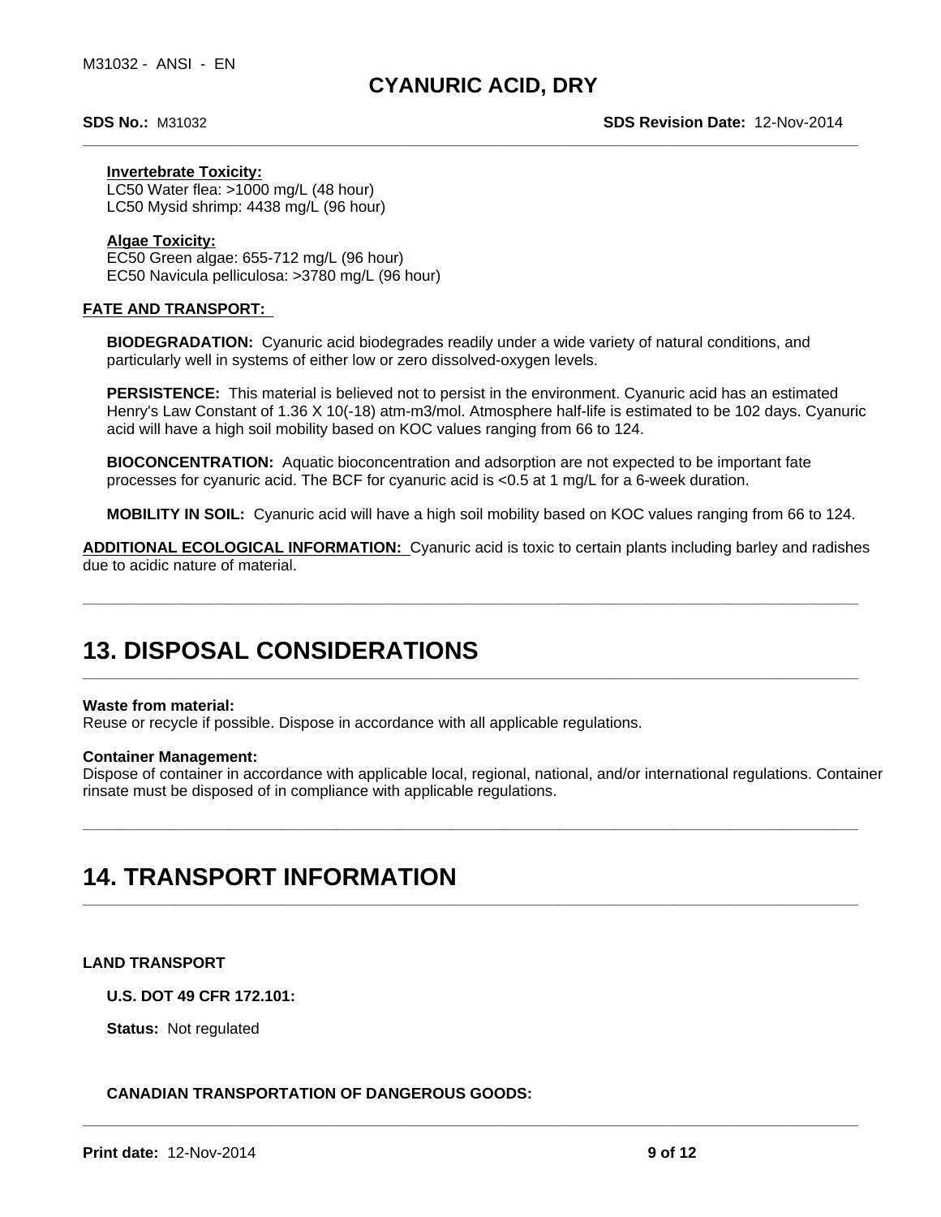**Invertebrate Toxicity:**
LC50 Water flea: >1000 mg/L (48 hour)
LC50 Mysid shrimp: 4438 mg/L (96 hour)

**Algae Toxicity:**
EC50 Green algae: 655-712 mg/L (96 hour)
EC50 Navicula pelliculosa: >3780 mg/L (96 hour)

**FATE AND TRANSPORT:**

**BIODEGRADATION:** Cyanuric acid biodegrades readily under a wide variety of natural conditions, and particularly well in systems of either low or zero dissolved-oxygen levels.

**PERSISTENCE:** This material is believed not to persist in the environment. Cyanuric acid has an estimated Henry's Law Constant of $1.36 \times 10^{-18}$ atm-m3/mol. Atmosphere half-life is estimated to be 102 days. Cyanuric acid will have a high soil mobility based on KOC values ranging from 66 to 124.

**BIOCONCENTRATION:** Aquatic bioconcentration and adsorption are not expected to be important fate processes for cyanuric acid. The BCF for cyanuric acid is <0.5 at 1 mg/L for a 6-week duration.

**MOBILITY IN SOIL:** Cyanuric acid will have a high soil mobility based on KOC values ranging from 66 to 124.

**ADDITIONAL ECOLOGICAL INFORMATION:** Cyanuric acid is toxic to certain plants including barley and radishes due to acidic nature of material.

# 13. DISPOSAL CONSIDERATIONS

**Waste from material:**
Reuse or recycle if possible. Dispose in accordance with all applicable regulations.

**Container Management:**
Dispose of container in accordance with applicable local, regional, national, and/or international regulations. Container rinsate must be disposed of in compliance with applicable regulations.

# 14. TRANSPORT INFORMATION

**LAND TRANSPORT**

**U.S. DOT 49 CFR 172.101:**

**Status:** Not regulated

**CANADIAN TRANSPORTATION OF DANGEROUS GOODS:**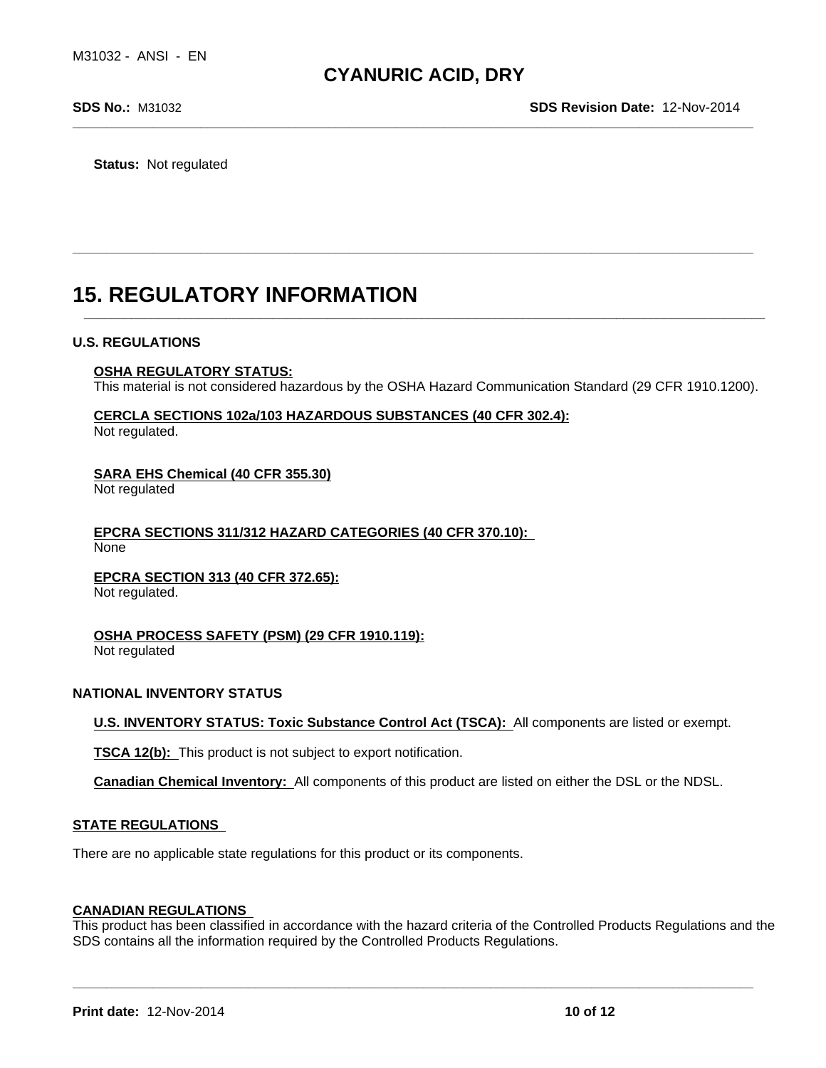**Status:** Not regulated

# 15. REGULATORY INFORMATION

## U.S. REGULATIONS

**OSHA REGULATORY STATUS:**
This material is not considered hazardous by the OSHA Hazard Communication Standard (29 CFR 1910.1200).

**CERCLA SECTIONS 102a/103 HAZARDOUS SUBSTANCES (40 CFR 302.4):**
Not regulated.

**SARA EHS Chemical (40 CFR 355.30)**
Not regulated

**EPCRA SECTIONS 311/312 HAZARD CATEGORIES (40 CFR 370.10):**
None

**EPCRA SECTION 313 (40 CFR 372.65):**
Not regulated.

**OSHA PROCESS SAFETY (PSM) (29 CFR 1910.119):**
Not regulated

## NATIONAL INVENTORY STATUS

**U.S. INVENTORY STATUS: Toxic Substance Control Act (TSCA):** All components are listed or exempt.

**TSCA 12(b):** This product is not subject to export notification.

**Canadian Chemical Inventory:** All components of this product are listed on either the DSL or the NDSL.

## STATE REGULATIONS

There are no applicable state regulations for this product or its components.

## CANADIAN REGULATIONS

This product has been classified in accordance with the hazard criteria of the Controlled Products Regulations and the SDS contains all the information required by the Controlled Products Regulations.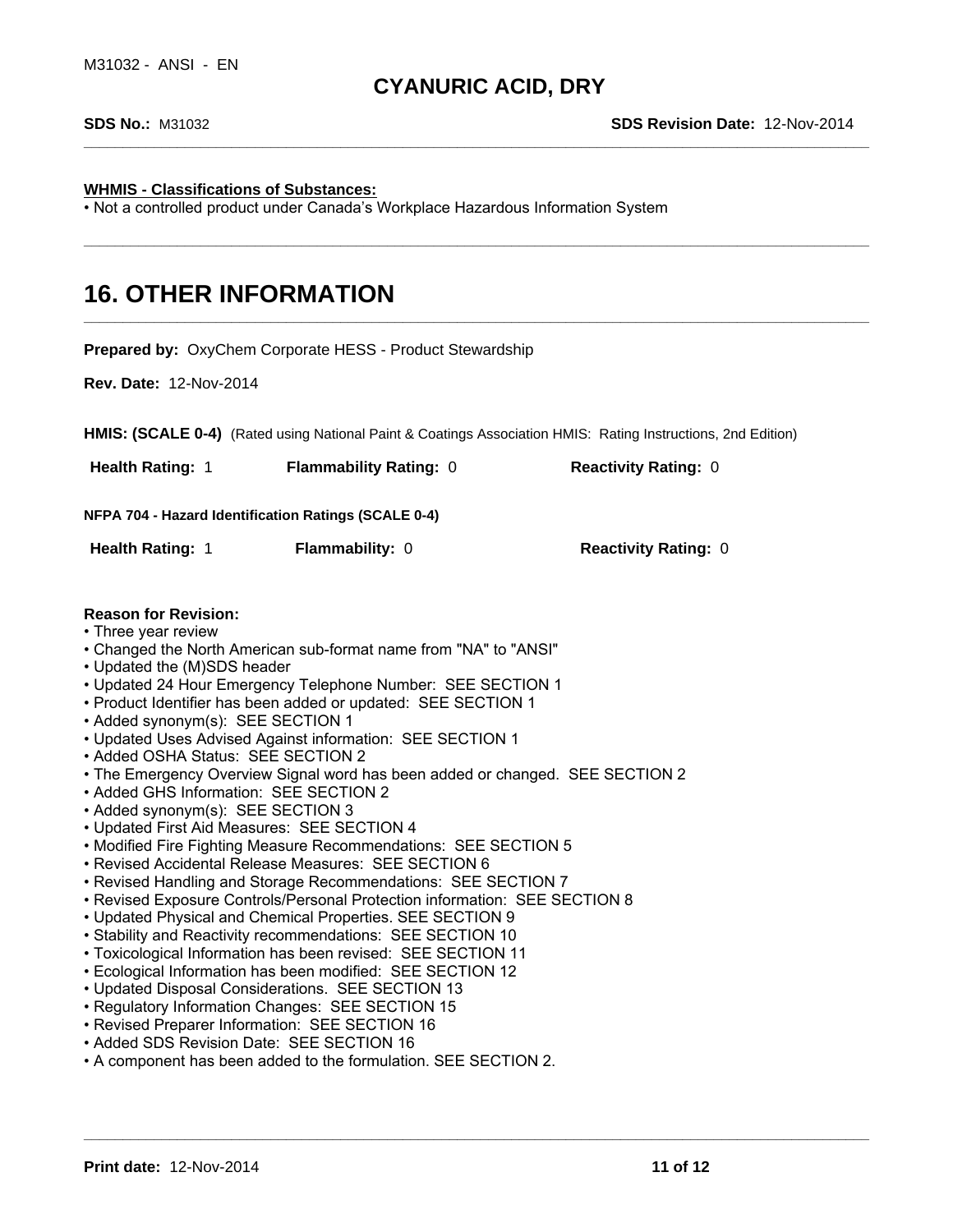**WHMIS - Classifications of Substances:**
- Not a controlled product under Canada's Workplace Hazardous Information System

# 16. OTHER INFORMATION

**Prepared by:** OxyChem Corporate HESS - Product Stewardship

**Rev. Date:** 12-Nov-2014

**HMIS: (SCALE 0-4)** (Rated using National Paint & Coatings Association HMIS: Rating Instructions, 2nd Edition)

| **Health Rating:** 1 | **Flammability Rating:** 0 | **Reactivity Rating:** 0 |
|---|---|---|

**NFPA 704 - Hazard Identification Ratings (SCALE 0-4)**

| **Health Rating:** 1 | **Flammability:** 0 | **Reactivity Rating:** 0 |
|---|---|---|

**Reason for Revision:**
- Three year review
- Changed the North American sub-format name from "NA" to "ANSI"
- Updated the (M)SDS header
- Updated 24 Hour Emergency Telephone Number: SEE SECTION 1
- Product Identifier has been added or updated: SEE SECTION 1
- Added synonym(s): SEE SECTION 1
- Updated Uses Advised Against information: SEE SECTION 1
- Added OSHA Status: SEE SECTION 2
- The Emergency Overview Signal word has been added or changed. SEE SECTION 2
- Added GHS Information: SEE SECTION 2
- Added synonym(s): SEE SECTION 3
- Updated First Aid Measures: SEE SECTION 4
- Modified Fire Fighting Measure Recommendations: SEE SECTION 5
- Revised Accidental Release Measures: SEE SECTION 6
- Revised Handling and Storage Recommendations: SEE SECTION 7
- Revised Exposure Controls/Personal Protection information: SEE SECTION 8
- Updated Physical and Chemical Properties. SEE SECTION 9
- Stability and Reactivity recommendations: SEE SECTION 10
- Toxicological Information has been revised: SEE SECTION 11
- Ecological Information has been modified: SEE SECTION 12
- Updated Disposal Considerations. SEE SECTION 13
- Regulatory Information Changes: SEE SECTION 15
- Revised Preparer Information: SEE SECTION 16
- Added SDS Revision Date: SEE SECTION 16
- A component has been added to the formulation. SEE SECTION 2.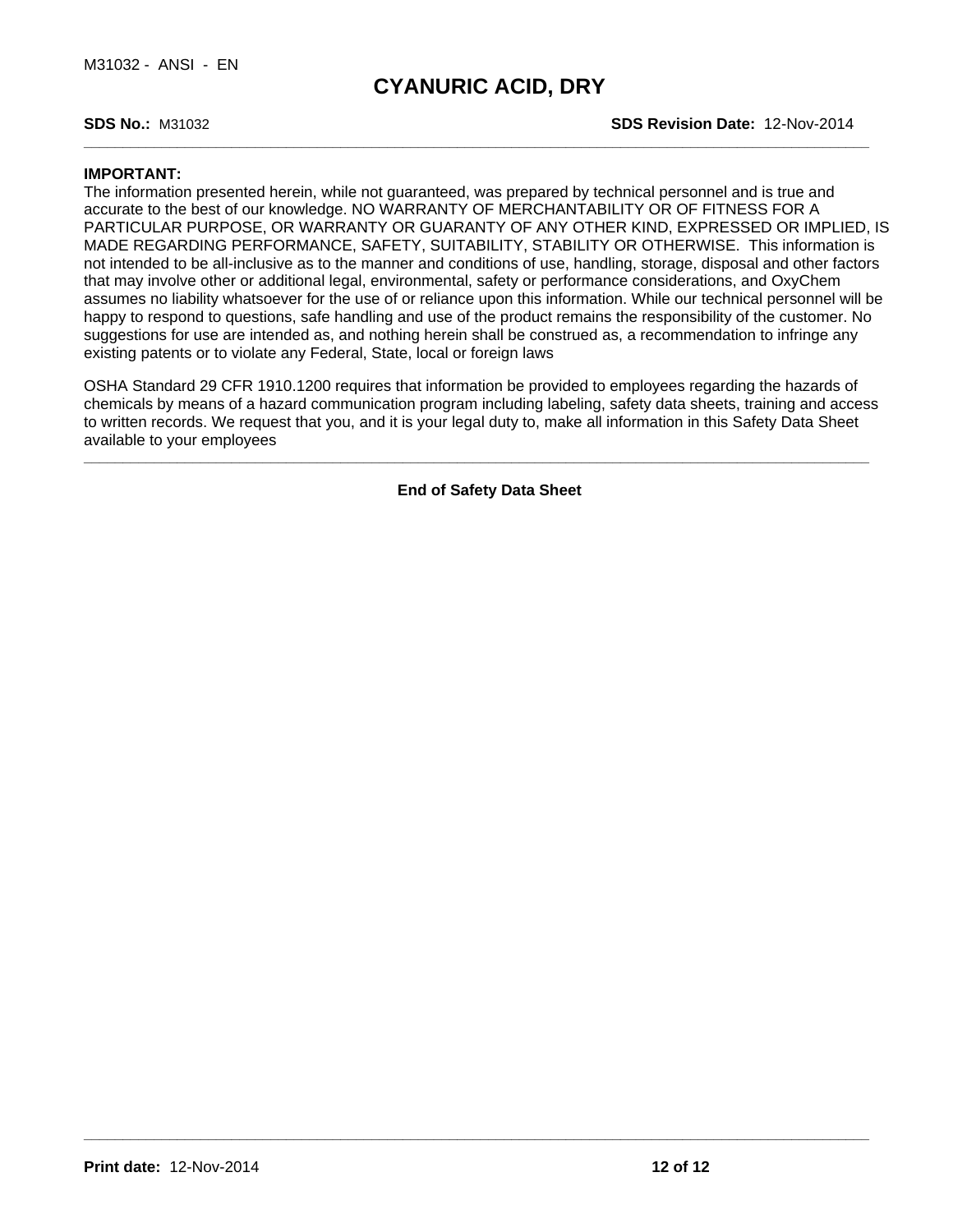**IMPORTANT:**

The information presented herein, while not guaranteed, was prepared by technical personnel and is true and accurate to the best of our knowledge. NO WARRANTY OF MERCHANTABILITY OR OF FITNESS FOR A PARTICULAR PURPOSE, OR WARRANTY OR GUARANTY OF ANY OTHER KIND, EXPRESSED OR IMPLIED, IS MADE REGARDING PERFORMANCE, SAFETY, SUITABILITY, STABILITY OR OTHERWISE. This information is not intended to be all-inclusive as to the manner and conditions of use, handling, storage, disposal and other factors that may involve other or additional legal, environmental, safety or performance considerations, and OxyChem assumes no liability whatsoever for the use of or reliance upon this information. While our technical personnel will be happy to respond to questions, safe handling and use of the product remains the responsibility of the customer. No suggestions for use are intended as, and nothing herein shall be construed as, a recommendation to infringe any existing patents or to violate any Federal, State, local or foreign laws

OSHA Standard 29 CFR 1910.1200 requires that information be provided to employees regarding the hazards of chemicals by means of a hazard communication program including labeling, safety data sheets, training and access to written records. We request that you, and it is your legal duty to, make all information in this Safety Data Sheet available to your employees

**End of Safety Data Sheet**